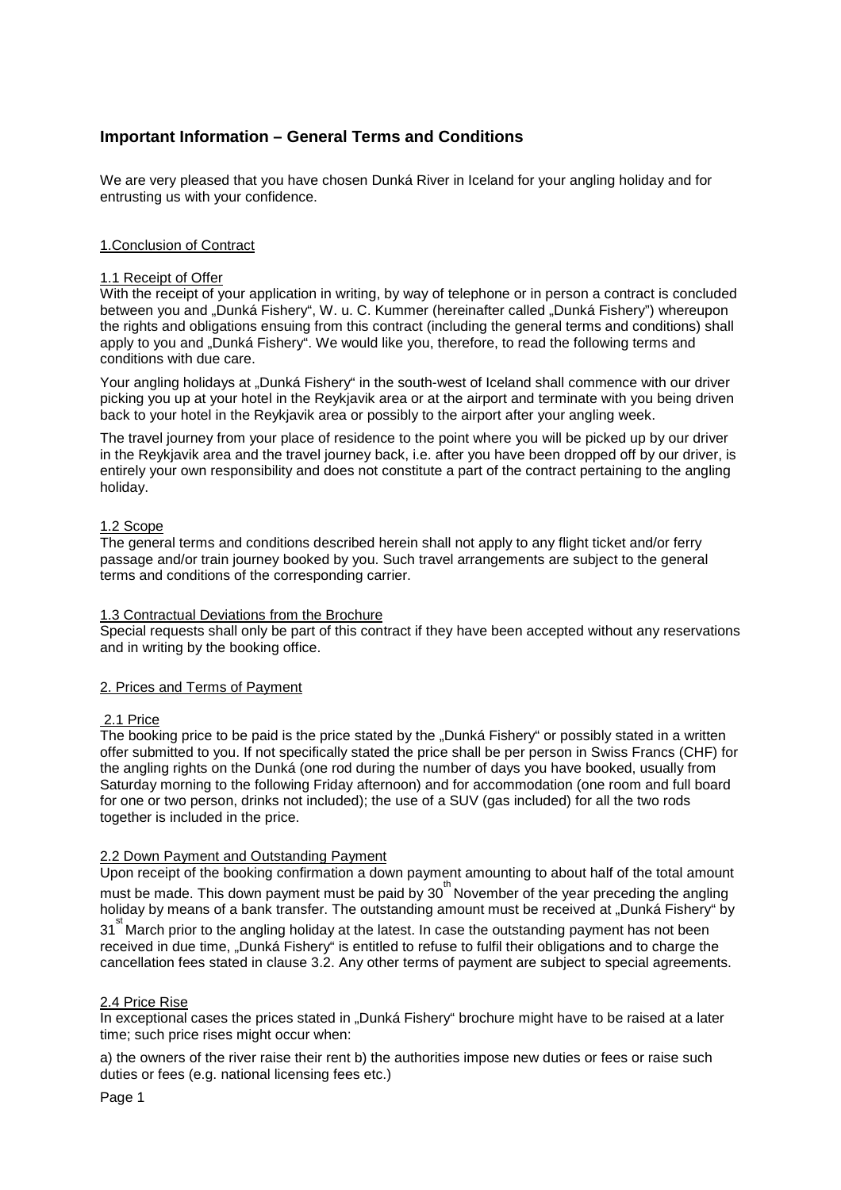# Important Information – General Terms and Conditions

We are very pleased that you have chosen Dunká River in Iceland for your angling holiday and for entrusting us with your confidence.

## 1.Conclusion of Contract

### 1.1 Receipt of Offer

With the receipt of your application in writing, by way of telephone or in person a contract is concluded between you and „Dunká Fishery", W. u. C. Kummer (hereinafter called „Dunká Fishery") whereupon the rights and obligations ensuing from this contract (including the general terms and conditions) shall apply to you and „Dunká Fishery". We would like you, therefore, to read the following terms and conditions with due care.

Your angling holidays at „Dunká Fishery" in the south-west of Iceland shall commence with our driver picking you up at your hotel in the Reykjavik area or at the airport and terminate with you being driven back to your hotel in the Reykjavik area or possibly to the airport after your angling week.

The travel journey from your place of residence to the point where you will be picked up by our driver in the Reykjavik area and the travel journey back, i.e. after you have been dropped off by our driver, is entirely your own responsibility and does not constitute a part of the contract pertaining to the angling holiday.

### 1.2 Scope

The general terms and conditions described herein shall not apply to any flight ticket and/or ferry passage and/or train journey booked by you. Such travel arrangements are subject to the general terms and conditions of the corresponding carrier.

### 1.3 Contractual Deviations from the Brochure

Special requests shall only be part of this contract if they have been accepted without any reservations and in writing by the booking office.

## 2. Prices and Terms of Payment

### 2.1 Price

The booking price to be paid is the price stated by the „Dunká Fishery" or possibly stated in a written offer submitted to you. If not specifically stated the price shall be per person in Swiss Francs (CHF) for the angling rights on the Dunká (one rod during the number of days you have booked, usually from Saturday morning to the following Friday afternoon) and for accommodation (one room and full board for one or two person, drinks not included); the use of a SUV (gas included) for all the two rods together is included in the price.

### 2.2 Down Payment and Outstanding Payment

Upon receipt of the booking confirmation a down payment amounting to about half of the total amount must be made. This down payment must be paid by 30th November of the year preceding the angling holiday by means of a bank transfer. The outstanding amount must be received at „Dunká Fishery" by 31st March prior to the angling holiday at the latest. In case the outstanding payment has not been received in due time, „Dunká Fishery" is entitled to refuse to fulfil their obligations and to charge the cancellation fees stated in clause 3.2. Any other terms of payment are subject to special agreements.

### 2.4 Price Rise

In exceptional cases the prices stated in „Dunká Fishery" brochure might have to be raised at a later time; such price rises might occur when:

a) the owners of the river raise their rent b) the authorities impose new duties or fees or raise such duties or fees (e.g. national licensing fees etc.)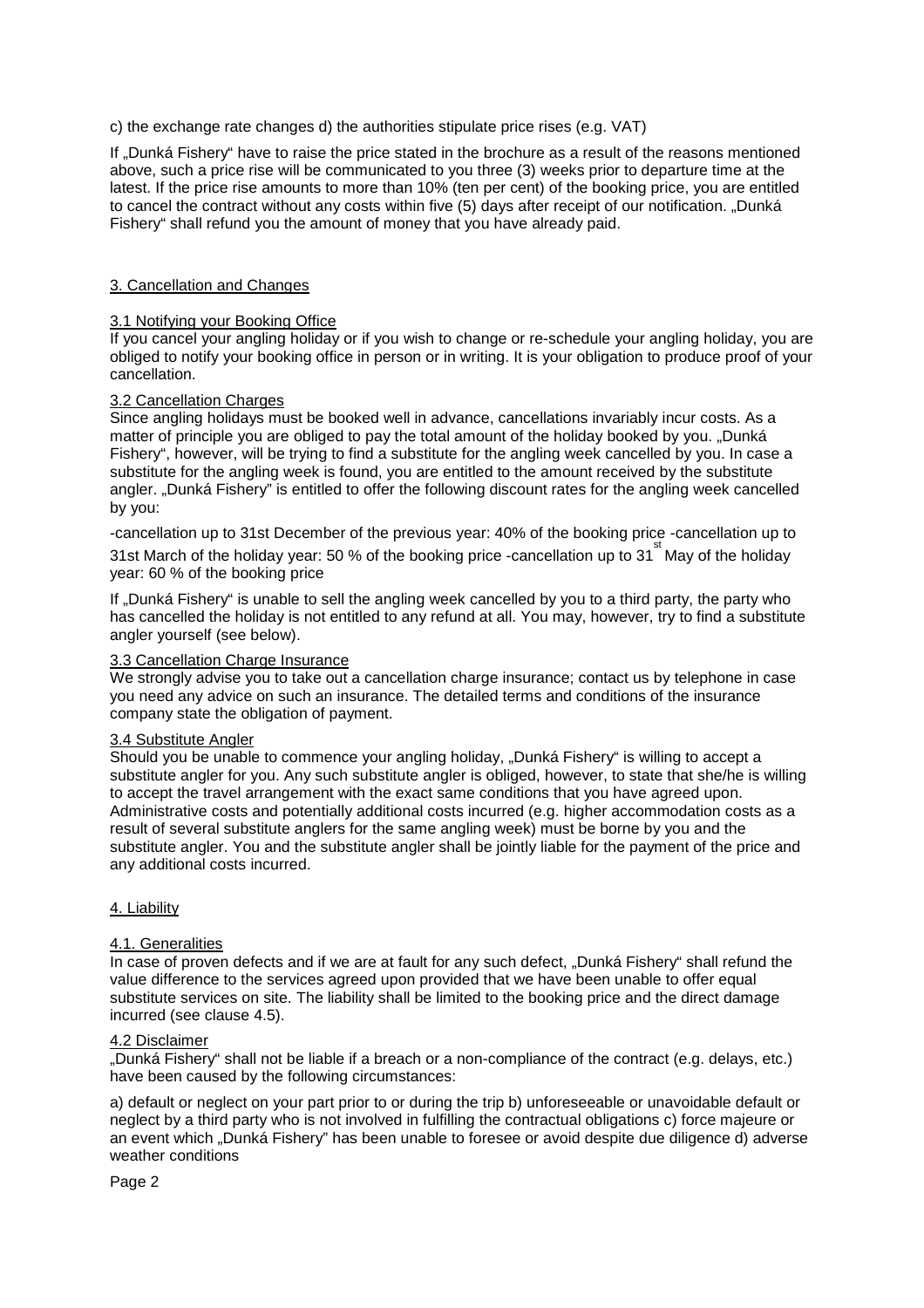c) the exchange rate changes d) the authorities stipulate price rises (e.g. VAT)

If „Dunká Fishery" have to raise the price stated in the brochure as a result of the reasons mentioned above, such a price rise will be communicated to you three (3) weeks prior to departure time at the latest. If the price rise amounts to more than 10% (ten per cent) of the booking price, you are entitled to cancel the contract without any costs within five (5) days after receipt of our notification. „Dunká Fishery" shall refund you the amount of money that you have already paid.

## 3. Cancellation and Changes

### 3.1 Notifying your Booking Office

If you cancel your angling holiday or if you wish to change or re-schedule your angling holiday, you are obliged to notify your booking office in person or in writing. It is your obligation to produce proof of your cancellation.

### 3.2 Cancellation Charges

Since angling holidays must be booked well in advance, cancellations invariably incur costs. As a matter of principle you are obliged to pay the total amount of the holiday booked by you. „Dunká Fishery", however, will be trying to find a substitute for the angling week cancelled by you. In case a substitute for the angling week is found, you are entitled to the amount received by the substitute angler. „Dunká Fishery" is entitled to offer the following discount rates for the angling week cancelled by you:

-cancellation up to 31st December of the previous year: 40% of the booking price -cancellation up to 31st March of the holiday year: 50 % of the booking price -cancellation up to 31st May of the holiday year: 60 % of the booking price

If „Dunká Fishery" is unable to sell the angling week cancelled by you to a third party, the party who has cancelled the holiday is not entitled to any refund at all. You may, however, try to find a substitute angler yourself (see below).

### 3.3 Cancellation Charge Insurance

We strongly advise you to take out a cancellation charge insurance; contact us by telephone in case you need any advice on such an insurance. The detailed terms and conditions of the insurance company state the obligation of payment.

### 3.4 Substitute Angler

Should you be unable to commence your angling holiday, „Dunká Fishery" is willing to accept a substitute angler for you. Any such substitute angler is obliged, however, to state that she/he is willing to accept the travel arrangement with the exact same conditions that you have agreed upon. Administrative costs and potentially additional costs incurred (e.g. higher accommodation costs as a result of several substitute anglers for the same angling week) must be borne by you and the substitute angler. You and the substitute angler shall be jointly liable for the payment of the price and any additional costs incurred.

## 4. Liability

### 4.1. Generalities

In case of proven defects and if we are at fault for any such defect, „Dunká Fishery" shall refund the value difference to the services agreed upon provided that we have been unable to offer equal substitute services on site. The liability shall be limited to the booking price and the direct damage incurred (see clause 4.5).

### 4.2 Disclaimer

„Dunká Fishery" shall not be liable if a breach or a non-compliance of the contract (e.g. delays, etc.) have been caused by the following circumstances:

a) default or neglect on your part prior to or during the trip b) unforeseeable or unavoidable default or neglect by a third party who is not involved in fulfilling the contractual obligations c) force majeure or an event which „Dunká Fishery" has been unable to foresee or avoid despite due diligence d) adverse weather conditions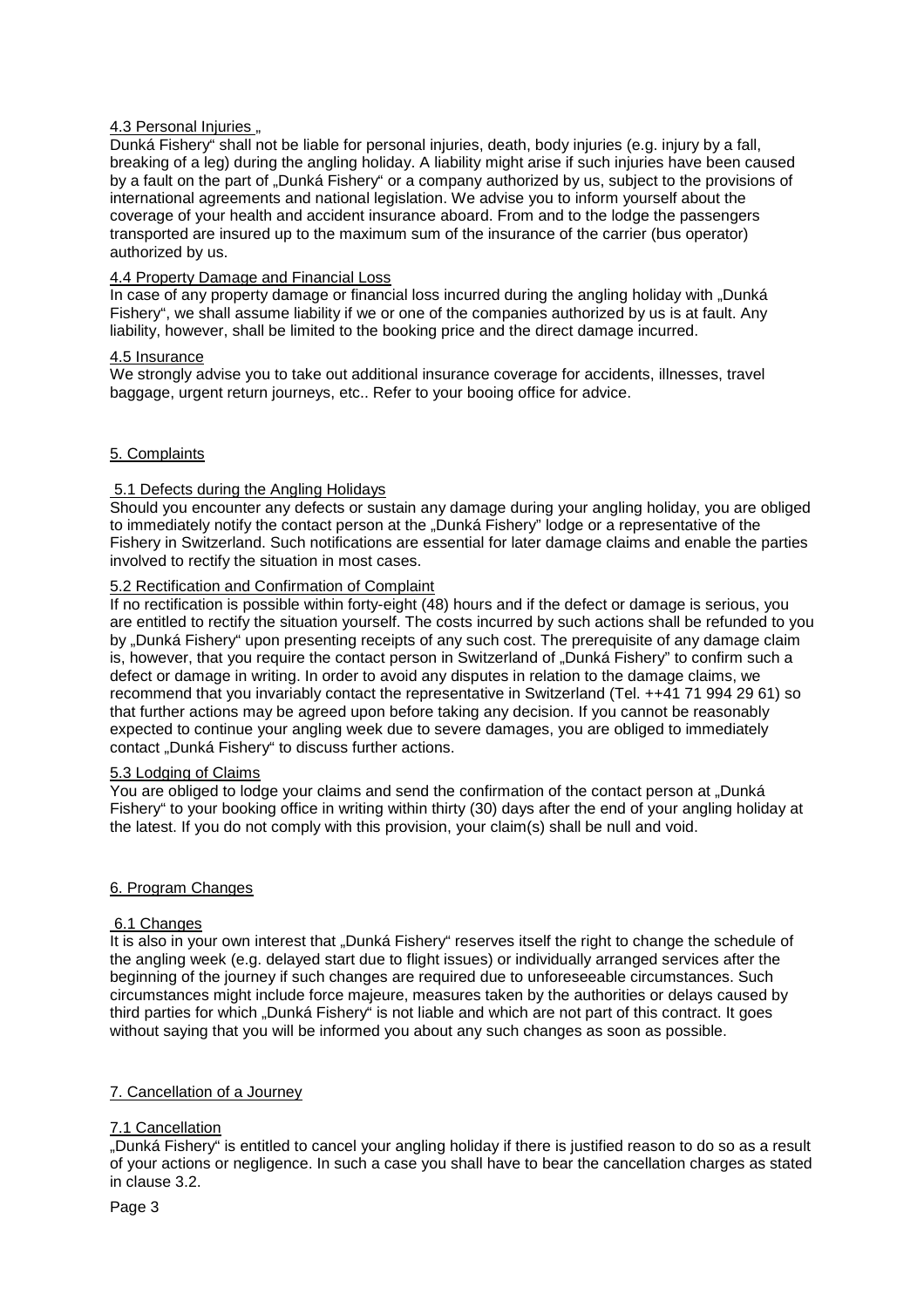#### 4.3 Personal Injuries „

Dunká Fishery" shall not be liable for personal injuries, death, body injuries (e.g. injury by a fall, breaking of a leg) during the angling holiday. A liability might arise if such injuries have been caused by a fault on the part of „Dunká Fishery" or a company authorized by us, subject to the provisions of international agreements and national legislation. We advise you to inform yourself about the coverage of your health and accident insurance aboard. From and to the lodge the passengers transported are insured up to the maximum sum of the insurance of the carrier (bus operator) authorized by us.

#### 4.4 Property Damage and Financial Loss

In case of any property damage or financial loss incurred during the angling holiday with „Dunká Fishery", we shall assume liability if we or one of the companies authorized by us is at fault. Any liability, however, shall be limited to the booking price and the direct damage incurred.

#### 4.5 Insurance

We strongly advise you to take out additional insurance coverage for accidents, illnesses, travel baggage, urgent return journeys, etc.. Refer to your booing office for advice.

## 5. Complaints

#### 5.1 Defects during the Angling Holidays

Should you encounter any defects or sustain any damage during your angling holiday, you are obliged to immediately notify the contact person at the „Dunká Fishery" lodge or a representative of the Fishery in Switzerland. Such notifications are essential for later damage claims and enable the parties involved to rectify the situation in most cases.

#### 5.2 Rectification and Confirmation of Complaint

If no rectification is possible within forty-eight (48) hours and if the defect or damage is serious, you are entitled to rectify the situation yourself. The costs incurred by such actions shall be refunded to you by „Dunká Fishery" upon presenting receipts of any such cost. The prerequisite of any damage claim is, however, that you require the contact person in Switzerland of „Dunká Fishery" to confirm such a defect or damage in writing. In order to avoid any disputes in relation to the damage claims, we recommend that you invariably contact the representative in Switzerland (Tel. ++41 71 994 29 61) so that further actions may be agreed upon before taking any decision. If you cannot be reasonably expected to continue your angling week due to severe damages, you are obliged to immediately contact „Dunká Fishery" to discuss further actions.

#### 5.3 Lodging of Claims

You are obliged to lodge your claims and send the confirmation of the contact person at „Dunká Fishery" to your booking office in writing within thirty (30) days after the end of your angling holiday at the latest. If you do not comply with this provision, your claim(s) shall be null and void.

## 6. Program Changes

#### 6.1 Changes

It is also in your own interest that „Dunká Fishery" reserves itself the right to change the schedule of the angling week (e.g. delayed start due to flight issues) or individually arranged services after the beginning of the journey if such changes are required due to unforeseeable circumstances. Such circumstances might include force majeure, measures taken by the authorities or delays caused by third parties for which „Dunká Fishery" is not liable and which are not part of this contract. It goes without saying that you will be informed you about any such changes as soon as possible.

## 7. Cancellation of a Journey

#### 7.1 Cancellation

„Dunká Fishery" is entitled to cancel your angling holiday if there is justified reason to do so as a result of your actions or negligence. In such a case you shall have to bear the cancellation charges as stated in clause 3.2.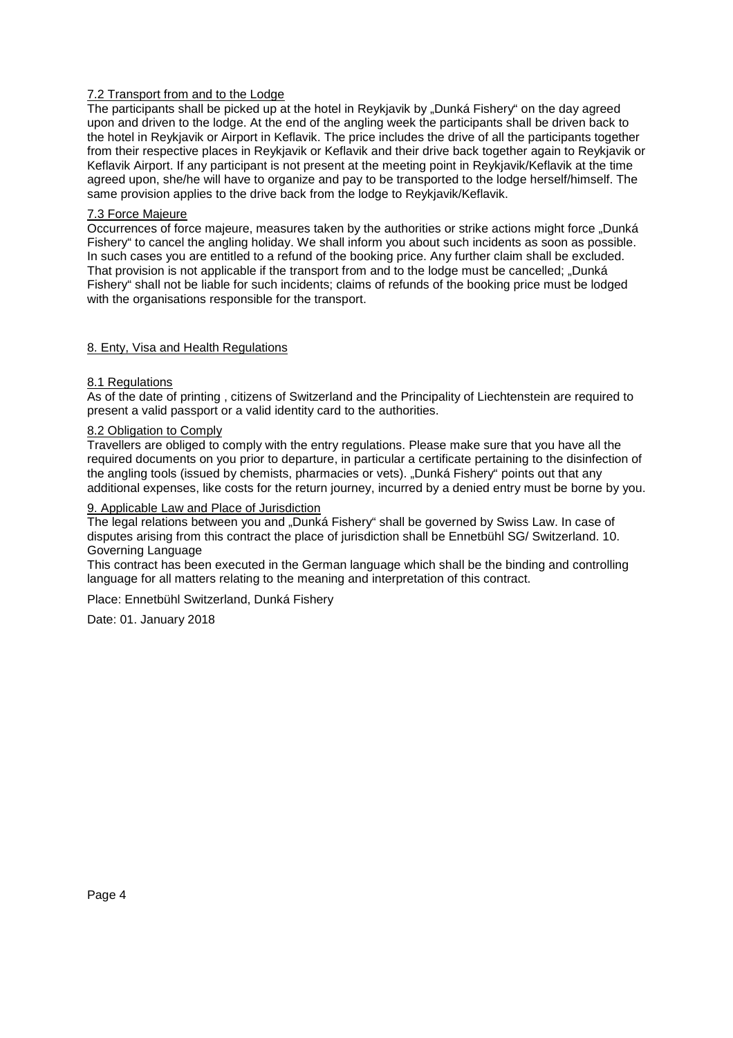### 7.2 Transport from and to the Lodge

The participants shall be picked up at the hotel in Reykjavik by „Dunká Fishery" on the day agreed upon and driven to the lodge. At the end of the angling week the participants shall be driven back to the hotel in Reykjavik or Airport in Keflavik. The price includes the drive of all the participants together from their respective places in Reykjavik or Keflavik and their drive back together again to Reykjavik or Keflavik Airport. If any participant is not present at the meeting point in Reykjavik/Keflavik at the time agreed upon, she/he will have to organize and pay to be transported to the lodge herself/himself. The same provision applies to the drive back from the lodge to Reykjavik/Keflavik.

### 7.3 Force Majeure

Occurrences of force majeure, measures taken by the authorities or strike actions might force „Dunká Fishery" to cancel the angling holiday. We shall inform you about such incidents as soon as possible. In such cases you are entitled to a refund of the booking price. Any further claim shall be excluded. That provision is not applicable if the transport from and to the lodge must be cancelled; „Dunká Fishery" shall not be liable for such incidents; claims of refunds of the booking price must be lodged with the organisations responsible for the transport.

## 8. Enty, Visa and Health Regulations

### 8.1 Regulations

As of the date of printing , citizens of Switzerland and the Principality of Liechtenstein are required to present a valid passport or a valid identity card to the authorities.

### 8.2 Obligation to Comply

Travellers are obliged to comply with the entry regulations. Please make sure that you have all the required documents on you prior to departure, in particular a certificate pertaining to the disinfection of the angling tools (issued by chemists, pharmacies or vets). „Dunká Fishery" points out that any additional expenses, like costs for the return journey, incurred by a denied entry must be borne by you.

## 9. Applicable Law and Place of Jurisdiction

The legal relations between you and „Dunká Fishery" shall be governed by Swiss Law. In case of disputes arising from this contract the place of jurisdiction shall be Ennetbühl SG/ Switzerland. 10. Governing Language

This contract has been executed in the German language which shall be the binding and controlling language for all matters relating to the meaning and interpretation of this contract.

Place: Ennetbühl Switzerland, Dunká Fishery

Date: 01. January 2018